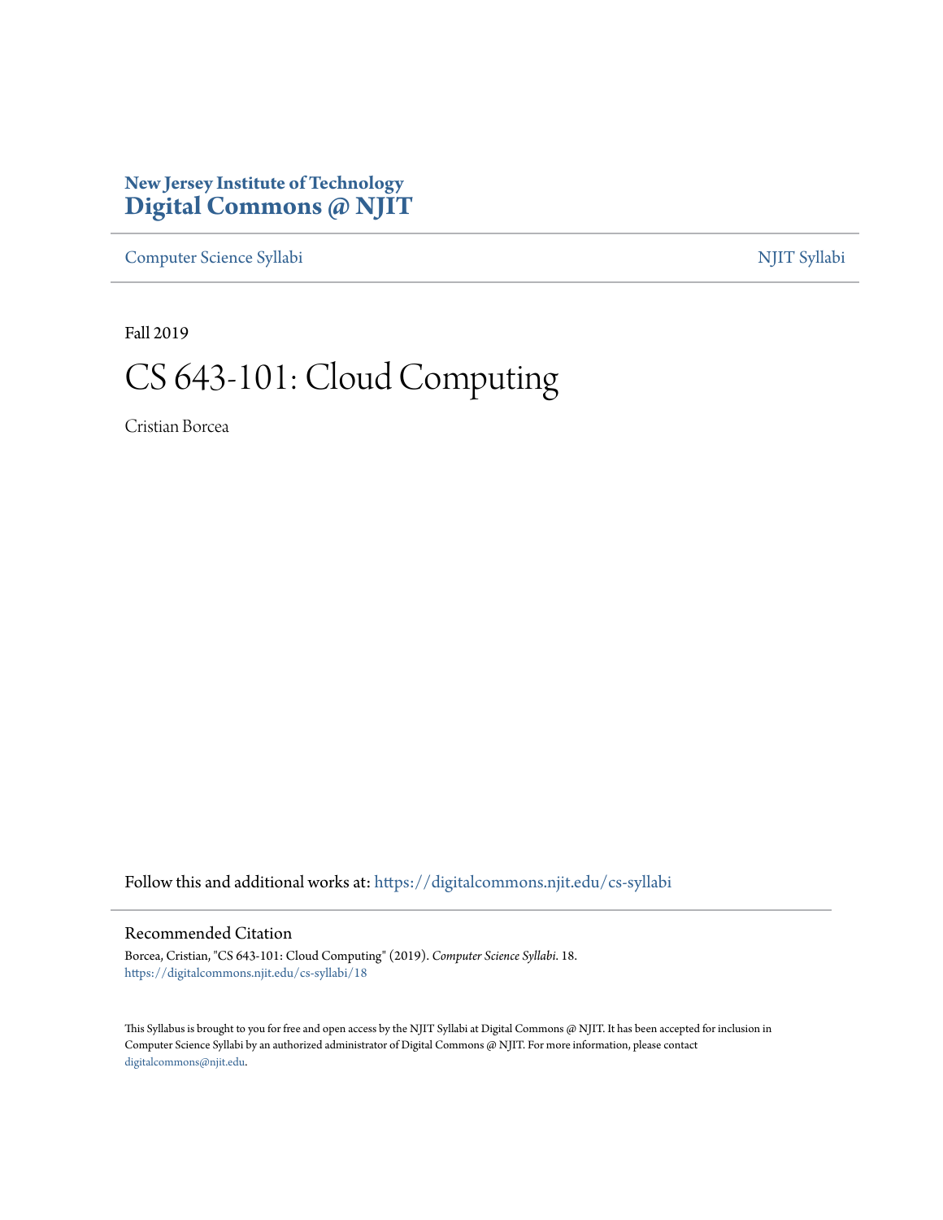New Jersey Institute of Technology
**Digital Commons @ NJIT**

Computer Science Syllabi | NJIT Syllabi

Fall 2019

# CS 643-101: Cloud Computing

Cristian Borcea

Follow this and additional works at: https://digitalcommons.njit.edu/cs-syllabi

## Recommended Citation

Borcea, Cristian, "CS 643-101: Cloud Computing" (2019). *Computer Science Syllabi*. 18.
https://digitalcommons.njit.edu/cs-syllabi/18

This Syllabus is brought to you for free and open access by the NJIT Syllabi at Digital Commons @ NJIT. It has been accepted for inclusion in Computer Science Syllabi by an authorized administrator of Digital Commons @ NJIT. For more information, please contact digitalcommons@njit.edu.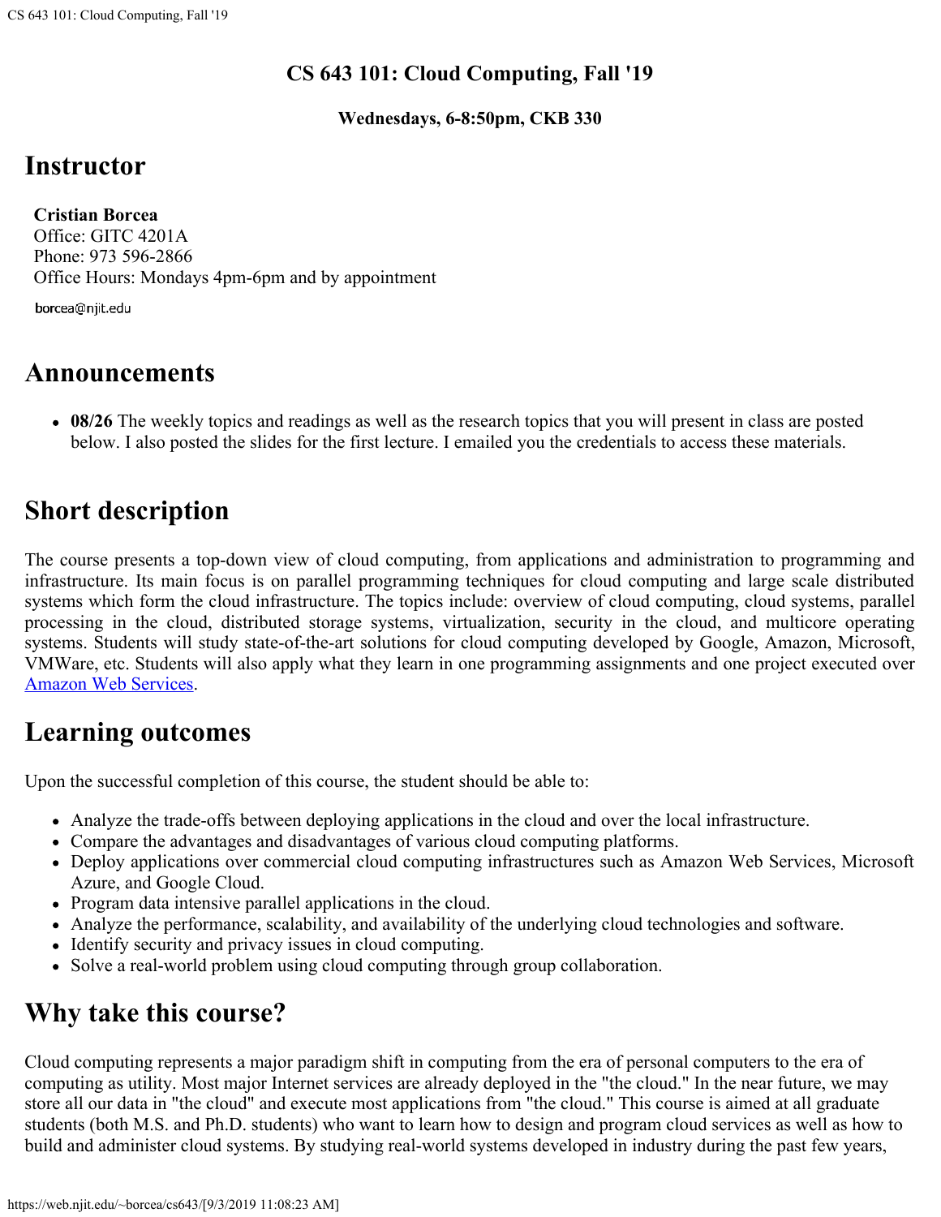# CS 643 101: Cloud Computing, Fall '19

**Wednesdays, 6-8:50pm, CKB 330**

## Instructor

**Cristian Borcea**
Office: GITC 4201A
Phone: 973 596-2866
Office Hours: Mondays 4pm-6pm and by appointment

borcea@njit.edu

## Announcements

- **08/26** The weekly topics and readings as well as the research topics that you will present in class are posted below. I also posted the slides for the first lecture. I emailed you the credentials to access these materials.

## Short description

The course presents a top-down view of cloud computing, from applications and administration to programming and infrastructure. Its main focus is on parallel programming techniques for cloud computing and large scale distributed systems which form the cloud infrastructure. The topics include: overview of cloud computing, cloud systems, parallel processing in the cloud, distributed storage systems, virtualization, security in the cloud, and multicore operating systems. Students will study state-of-the-art solutions for cloud computing developed by Google, Amazon, Microsoft, VMWare, etc. Students will also apply what they learn in one programming assignments and one project executed over [Amazon Web Services](https://aws.amazon.com/).

## Learning outcomes

Upon the successful completion of this course, the student should be able to:

- Analyze the trade-offs between deploying applications in the cloud and over the local infrastructure.
- Compare the advantages and disadvantages of various cloud computing platforms.
- Deploy applications over commercial cloud computing infrastructures such as Amazon Web Services, Microsoft Azure, and Google Cloud.
- Program data intensive parallel applications in the cloud.
- Analyze the performance, scalability, and availability of the underlying cloud technologies and software.
- Identify security and privacy issues in cloud computing.
- Solve a real-world problem using cloud computing through group collaboration.

## Why take this course?

Cloud computing represents a major paradigm shift in computing from the era of personal computers to the era of computing as utility. Most major Internet services are already deployed in the "the cloud." In the near future, we may store all our data in "the cloud" and execute most applications from "the cloud." This course is aimed at all graduate students (both M.S. and Ph.D. students) who want to learn how to design and program cloud services as well as how to build and administer cloud systems. By studying real-world systems developed in industry during the past few years,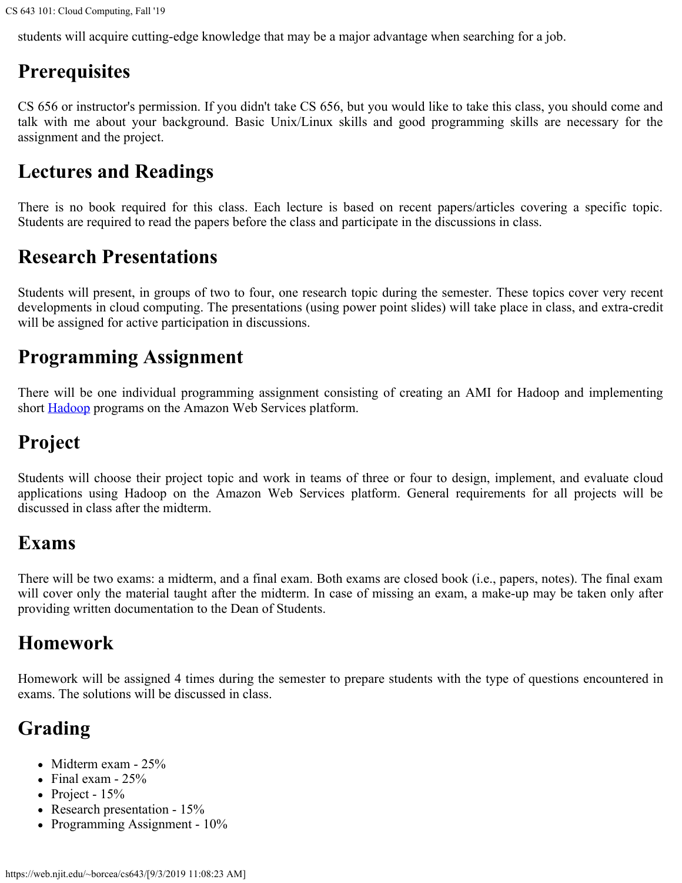students will acquire cutting-edge knowledge that may be a major advantage when searching for a job.

## Prerequisites

CS 656 or instructor's permission. If you didn't take CS 656, but you would like to take this class, you should come and talk with me about your background. Basic Unix/Linux skills and good programming skills are necessary for the assignment and the project.

## Lectures and Readings

There is no book required for this class. Each lecture is based on recent papers/articles covering a specific topic. Students are required to read the papers before the class and participate in the discussions in class.

## Research Presentations

Students will present, in groups of two to four, one research topic during the semester. These topics cover very recent developments in cloud computing. The presentations (using power point slides) will take place in class, and extra-credit will be assigned for active participation in discussions.

## Programming Assignment

There will be one individual programming assignment consisting of creating an AMI for Hadoop and implementing short Hadoop programs on the Amazon Web Services platform.

## Project

Students will choose their project topic and work in teams of three or four to design, implement, and evaluate cloud applications using Hadoop on the Amazon Web Services platform. General requirements for all projects will be discussed in class after the midterm.

## Exams

There will be two exams: a midterm, and a final exam. Both exams are closed book (i.e., papers, notes). The final exam will cover only the material taught after the midterm. In case of missing an exam, a make-up may be taken only after providing written documentation to the Dean of Students.

## Homework

Homework will be assigned 4 times during the semester to prepare students with the type of questions encountered in exams. The solutions will be discussed in class.

## Grading

- Midterm exam - 25%
- Final exam - 25%
- Project - 15%
- Research presentation - 15%
- Programming Assignment - 10%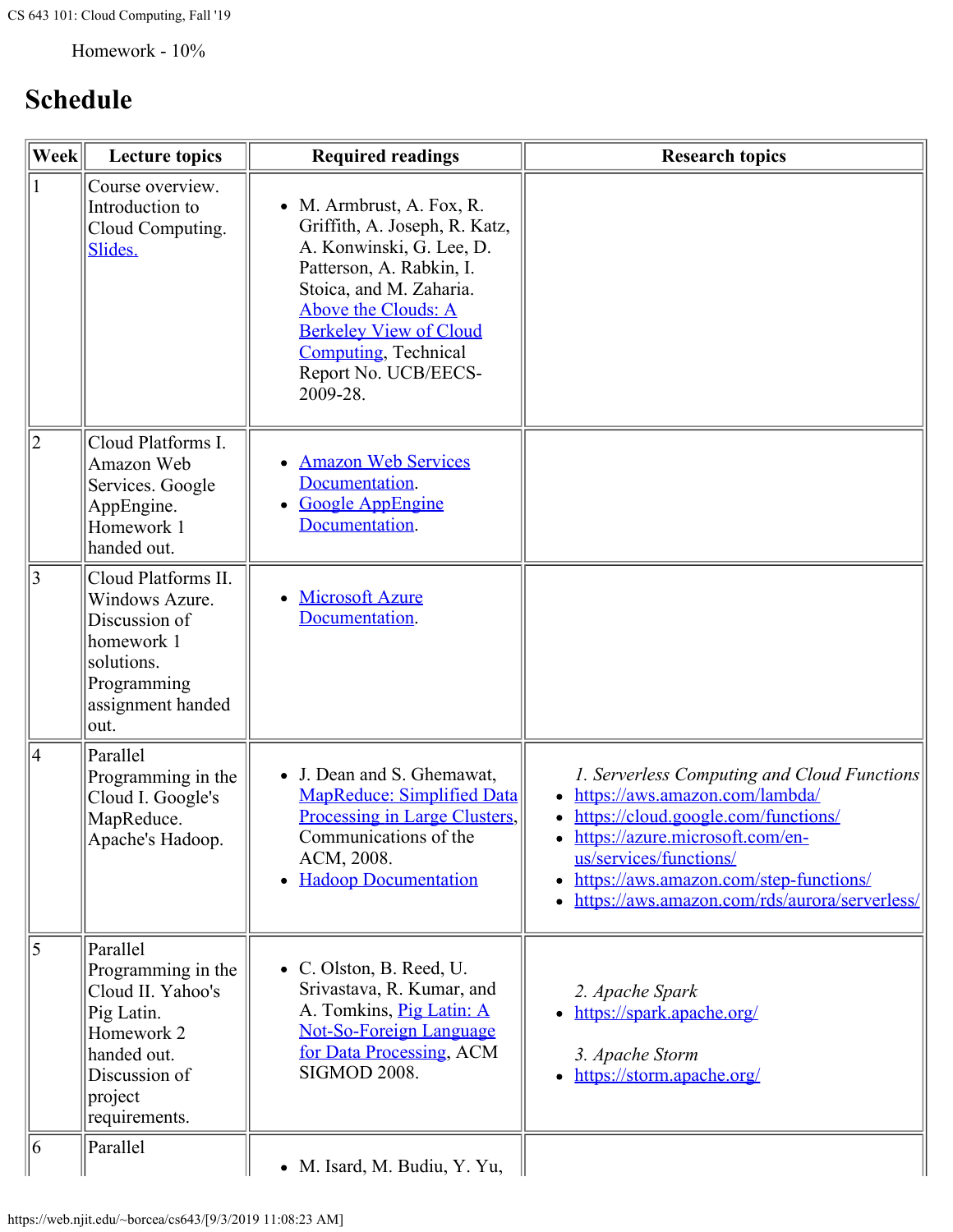Homework - 10%

## Schedule

| Week | Lecture topics | Required readings | Research topics |
| --- | --- | --- | --- |
| 1 | Course overview. Introduction to Cloud Computing. [Slides.](#) | <ul><li>M. Armbrust, A. Fox, R. Griffith, A. Joseph, R. Katz, A. Konwinski, G. Lee, D. Patterson, A. Rabkin, I. Stoica, and M. Zaharia. [Above the Clouds: A Berkeley View of Cloud Computing](#), Technical Report No. UCB/EECS-2009-28.</li></ul> | |
| 2 | Cloud Platforms I. Amazon Web Services. Google AppEngine. Homework 1 handed out. | <ul><li>[Amazon Web Services Documentation](#).</li><li>[Google AppEngine Documentation](#).</li></ul> | |
| 3 | Cloud Platforms II. Windows Azure. Discussion of homework 1 solutions. Programming assignment handed out. | <ul><li>[Microsoft Azure Documentation](#).</li></ul> | |
| 4 | Parallel Programming in the Cloud I. Google's MapReduce. Apache's Hadoop. | <ul><li>J. Dean and S. Ghemawat, [MapReduce: Simplified Data Processing in Large Clusters](#), Communications of the ACM, 2008.</li><li>[Hadoop Documentation](#)</li></ul> | *1. Serverless Computing and Cloud Functions*<ul><li>https://aws.amazon.com/lambda/</li><li>https://cloud.google.com/functions/</li><li>https://azure.microsoft.com/en-us/services/functions/</li><li>https://aws.amazon.com/step-functions/</li><li>https://aws.amazon.com/rds/aurora/serverless/</li></ul> |
| 5 | Parallel Programming in the Cloud II. Yahoo's Pig Latin. Homework 2 handed out. Discussion of project requirements. | <ul><li>C. Olston, B. Reed, U. Srivastava, R. Kumar, and A. Tomkins, [Pig Latin: A Not-So-Foreign Language for Data Processing](#), ACM SIGMOD 2008.</li></ul> | *2. Apache Spark*<ul><li>https://spark.apache.org/</li></ul>*3. Apache Storm*<ul><li>https://storm.apache.org/</li></ul> |
| 6 | Parallel | <ul><li>M. Isard, M. Budiu, Y. Yu,</li></ul> | |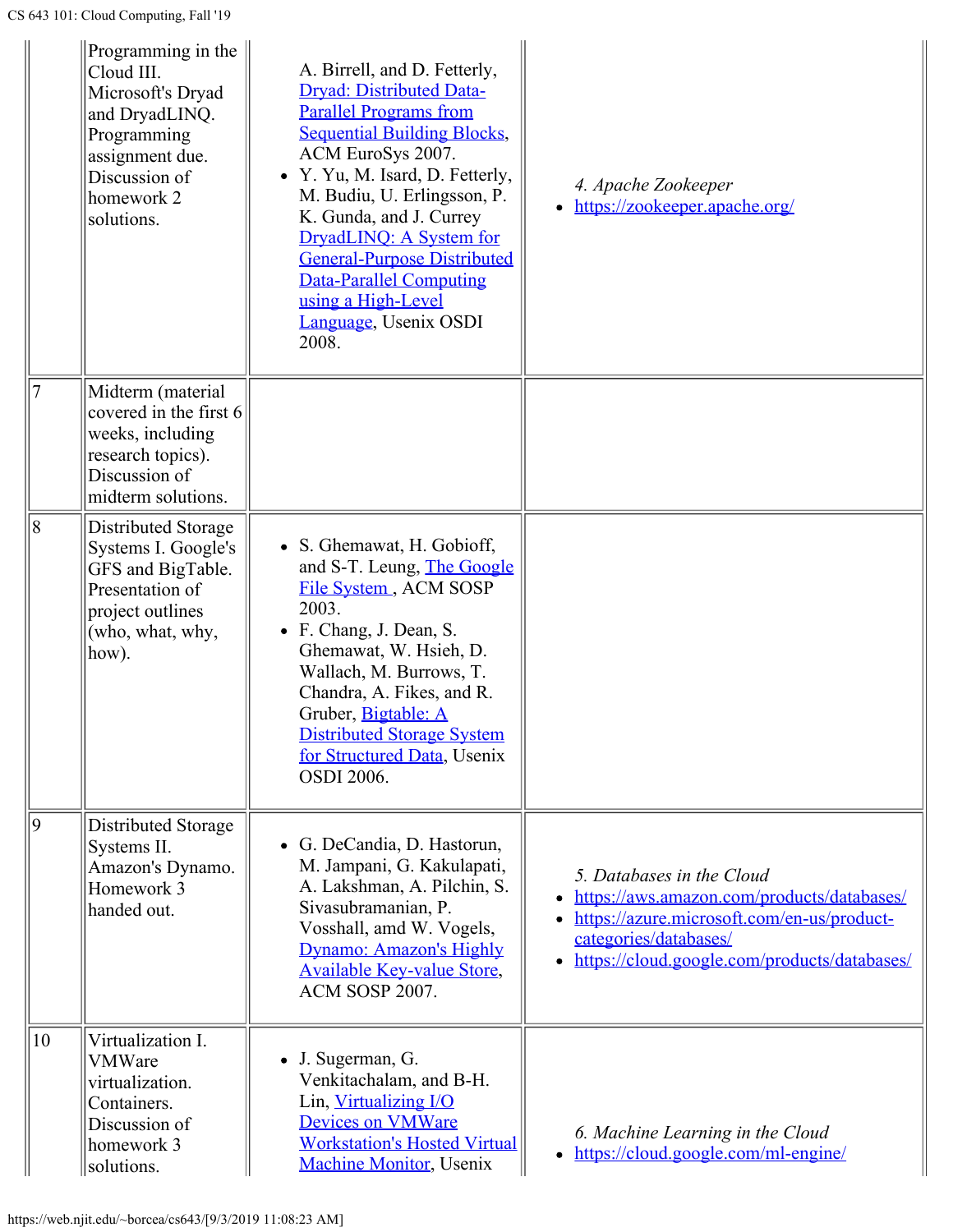| | | | |
|---|---|---|---|
| | Programming in the Cloud III. Microsoft's Dryad and DryadLINQ. Programming assignment due. Discussion of homework 2 solutions. | A. Birrell, and D. Fetterly, Dryad: Distributed Data-Parallel Programs from Sequential Building Blocks, ACM EuroSys 2007.<br>• Y. Yu, M. Isard, D. Fetterly, M. Budiu, U. Erlingsson, P. K. Gunda, and J. Currey DryadLINQ: A System for General-Purpose Distributed Data-Parallel Computing using a High-Level Language, Usenix OSDI 2008. | *4. Apache Zookeeper*<br>• https://zookeeper.apache.org/ |
| 7 | Midterm (material covered in the first 6 weeks, including research topics). Discussion of midterm solutions. | | |
| 8 | Distributed Storage Systems I. Google's GFS and BigTable. Presentation of project outlines (who, what, why, how). | • S. Ghemawat, H. Gobioff, and S-T. Leung, The Google File System , ACM SOSP 2003.<br>• F. Chang, J. Dean, S. Ghemawat, W. Hsieh, D. Wallach, M. Burrows, T. Chandra, A. Fikes, and R. Gruber, Bigtable: A Distributed Storage System for Structured Data, Usenix OSDI 2006. | |
| 9 | Distributed Storage Systems II. Amazon's Dynamo. Homework 3 handed out. | • G. DeCandia, D. Hastorun, M. Jampani, G. Kakulapati, A. Lakshman, A. Pilchin, S. Sivasubramanian, P. Vosshall, amd W. Vogels, Dynamo: Amazon's Highly Available Key-value Store, ACM SOSP 2007. | *5. Databases in the Cloud*<br>• https://aws.amazon.com/products/databases/<br>• https://azure.microsoft.com/en-us/product-categories/databases/<br>• https://cloud.google.com/products/databases/ |
| 10 | Virtualization I. VMWare virtualization. Containers. Discussion of homework 3 solutions. | • J. Sugerman, G. Venkitachalam, and B-H. Lin, Virtualizing I/O Devices on VMWare Workstation's Hosted Virtual Machine Monitor, Usenix | *6. Machine Learning in the Cloud*<br>• https://cloud.google.com/ml-engine/ |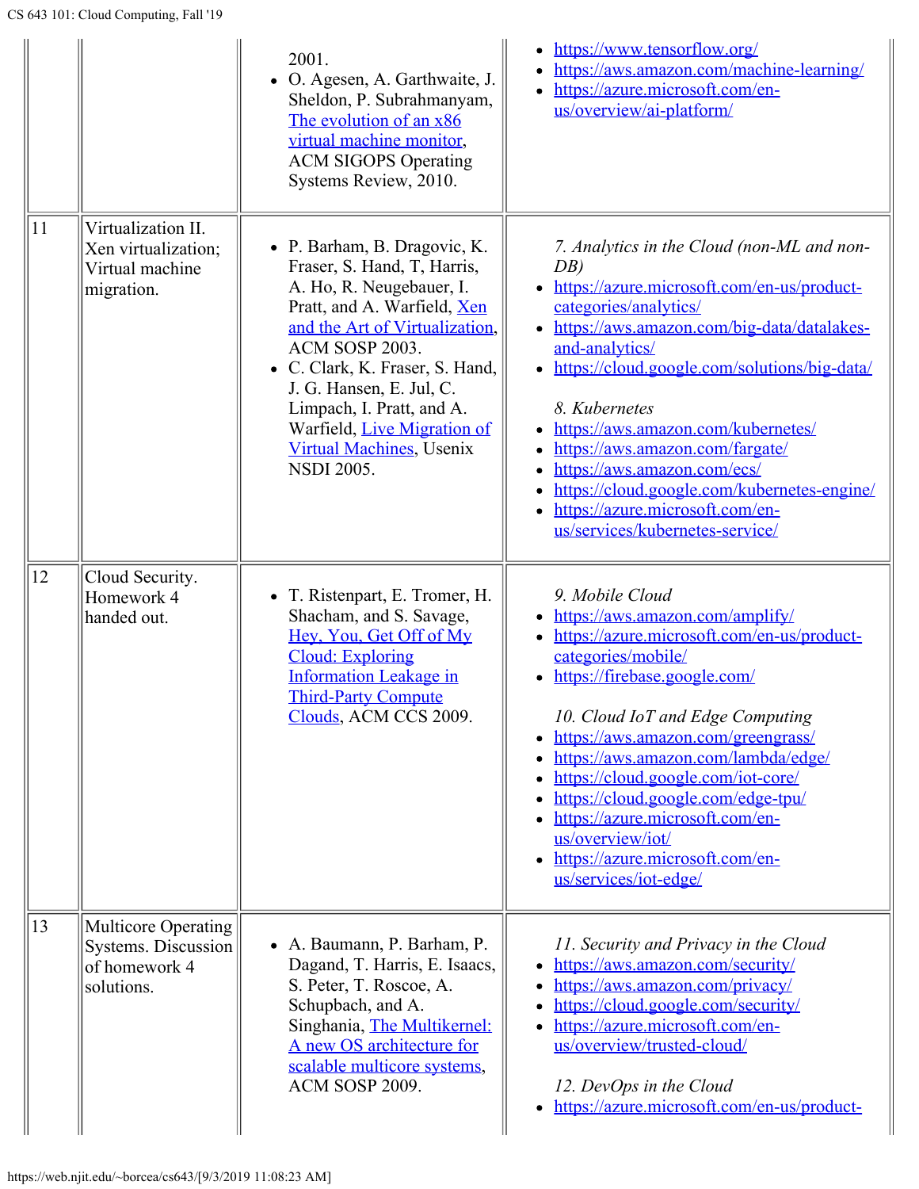| | | | |
|---|---|---|---|
| | | 2001.<br>• O. Agesen, A. Garthwaite, J. Sheldon, P. Subrahmanyam, [The evolution of an x86 virtual machine monitor](), ACM SIGOPS Operating Systems Review, 2010. | • https://www.tensorflow.org/<br>• https://aws.amazon.com/machine-learning/<br>• https://azure.microsoft.com/en-us/overview/ai-platform/ |
| 11 | Virtualization II. Xen virtualization; Virtual machine migration. | • P. Barham, B. Dragovic, K. Fraser, S. Hand, T, Harris, A. Ho, R. Neugebauer, I. Pratt, and A. Warfield, [Xen and the Art of Virtualization](), ACM SOSP 2003.<br>• C. Clark, K. Fraser, S. Hand, J. G. Hansen, E. Jul, C. Limpach, I. Pratt, and A. Warfield, [Live Migration of Virtual Machines](), Usenix NSDI 2005. | *7. Analytics in the Cloud (non-ML and non-DB)*<br>• https://azure.microsoft.com/en-us/product-categories/analytics/<br>• https://aws.amazon.com/big-data/datalakes-and-analytics/<br>• https://cloud.google.com/solutions/big-data/<br><br>*8. Kubernetes*<br>• https://aws.amazon.com/kubernetes/<br>• https://aws.amazon.com/fargate/<br>• https://aws.amazon.com/ecs/<br>• https://cloud.google.com/kubernetes-engine/<br>• https://azure.microsoft.com/en-us/services/kubernetes-service/ |
| 12 | Cloud Security. Homework 4 handed out. | • T. Ristenpart, E. Tromer, H. Shacham, and S. Savage, [Hey, You, Get Off of My Cloud: Exploring Information Leakage in Third-Party Compute Clouds](), ACM CCS 2009. | *9. Mobile Cloud*<br>• https://aws.amazon.com/amplify/<br>• https://azure.microsoft.com/en-us/product-categories/mobile/<br>• https://firebase.google.com/<br><br>*10. Cloud IoT and Edge Computing*<br>• https://aws.amazon.com/greengrass/<br>• https://aws.amazon.com/lambda/edge/<br>• https://cloud.google.com/iot-core/<br>• https://cloud.google.com/edge-tpu/<br>• https://azure.microsoft.com/en-us/overview/iot/<br>• https://azure.microsoft.com/en-us/services/iot-edge/ |
| 13 | Multicore Operating Systems. Discussion of homework 4 solutions. | • A. Baumann, P. Barham, P. Dagand, T. Harris, E. Isaacs, S. Peter, T. Roscoe, A. Schupbach, and A. Singhania, [The Multikernel: A new OS architecture for scalable multicore systems](), ACM SOSP 2009. | *11. Security and Privacy in the Cloud*<br>• https://aws.amazon.com/security/<br>• https://aws.amazon.com/privacy/<br>• https://cloud.google.com/security/<br>• https://azure.microsoft.com/en-us/overview/trusted-cloud/<br><br>*12. DevOps in the Cloud*<br>• https://azure.microsoft.com/en-us/product- |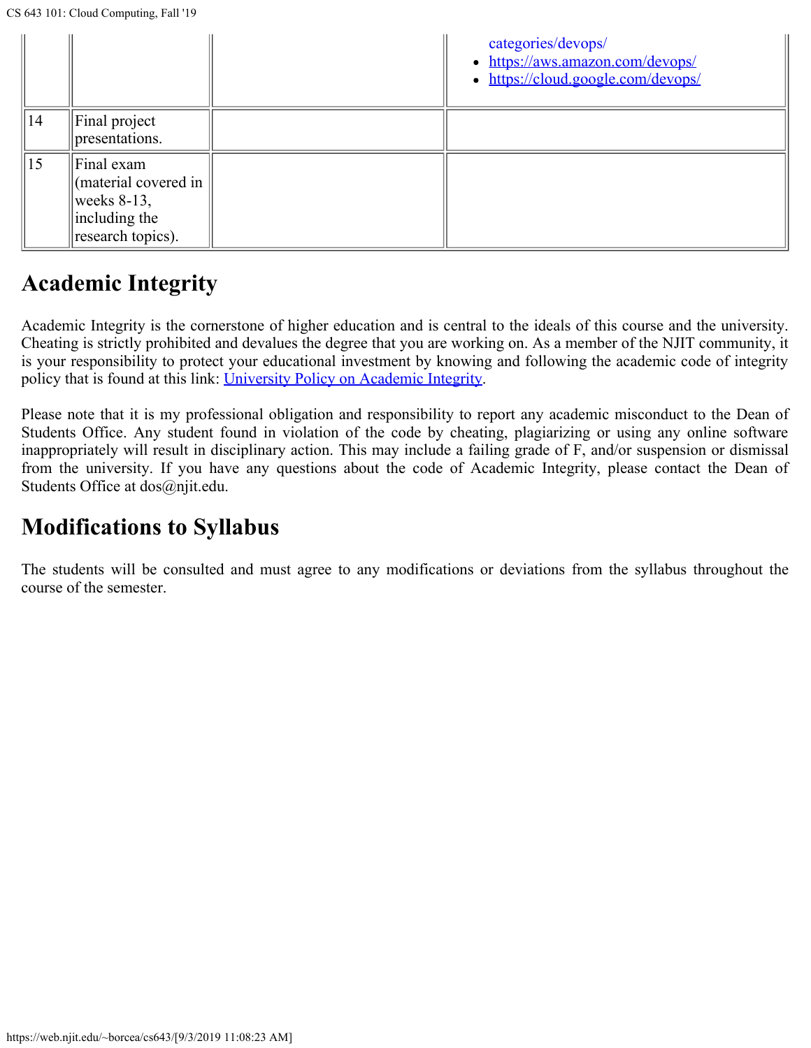| | | | |
|---|---|---|---|
| | | | categories/devops/<br>• https://aws.amazon.com/devops/<br>• https://cloud.google.com/devops/ |
| 14 | Final project presentations. | | |
| 15 | Final exam (material covered in weeks 8-13, including the research topics). | | |

## Academic Integrity

Academic Integrity is the cornerstone of higher education and is central to the ideals of this course and the university. Cheating is strictly prohibited and devalues the degree that you are working on. As a member of the NJIT community, it is your responsibility to protect your educational investment by knowing and following the academic code of integrity policy that is found at this link: University Policy on Academic Integrity.

Please note that it is my professional obligation and responsibility to report any academic misconduct to the Dean of Students Office. Any student found in violation of the code by cheating, plagiarizing or using any online software inappropriately will result in disciplinary action. This may include a failing grade of F, and/or suspension or dismissal from the university. If you have any questions about the code of Academic Integrity, please contact the Dean of Students Office at dos@njit.edu.

## Modifications to Syllabus

The students will be consulted and must agree to any modifications or deviations from the syllabus throughout the course of the semester.